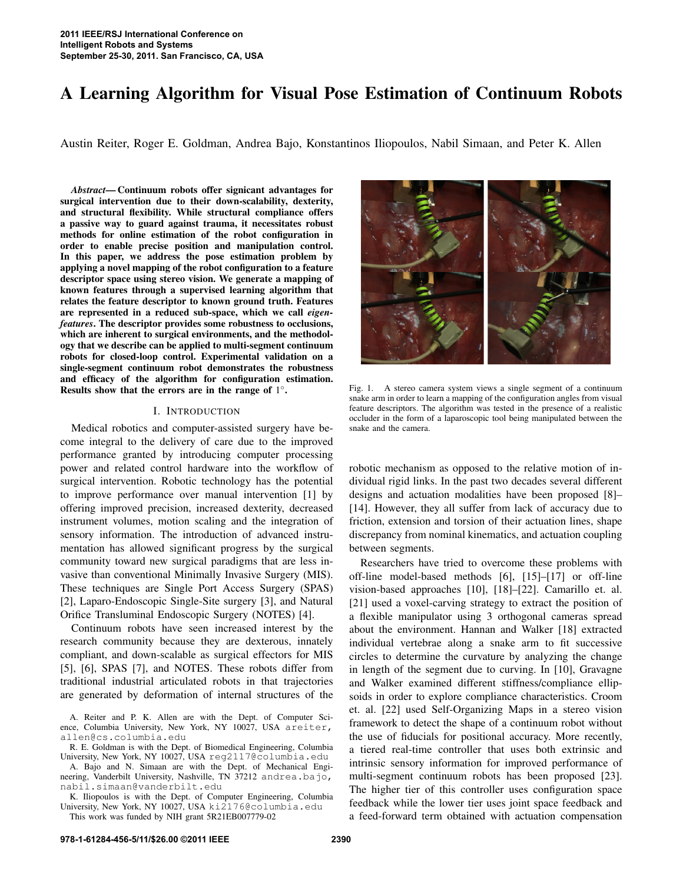# A Learning Algorithm for Visual Pose Estimation of Continuum Robots

Austin Reiter, Roger E. Goldman, Andrea Bajo, Konstantinos Iliopoulos, Nabil Simaan, and Peter K. Allen

***Abstract*— Continuum robots offer signicant advantages for surgical intervention due to their down-scalability, dexterity, and structural flexibility. While structural compliance offers a passive way to guard against trauma, it necessitates robust methods for online estimation of the robot configuration in order to enable precise position and manipulation control. In this paper, we address the pose estimation problem by applying a novel mapping of the robot configuration to a feature descriptor space using stereo vision. We generate a mapping of known features through a supervised learning algorithm that relates the feature descriptor to known ground truth. Features are represented in a reduced sub-space, which we call *eigen-features*. The descriptor provides some robustness to occlusions, which are inherent to surgical environments, and the methodology that we describe can be applied to multi-segment continuum robots for closed-loop control. Experimental validation on a single-segment continuum robot demonstrates the robustness and efficacy of the algorithm for configuration estimation. Results show that the errors are in the range of $1^\circ$.**

Fig. 1. A stereo camera system views a single segment of a continuum snake arm in order to learn a mapping of the configuration angles from visual feature descriptors. The algorithm was tested in the presence of a realistic occluder in the form of a laparoscopic tool being manipulated between the snake and the camera.

## I. Introduction

Medical robotics and computer-assisted surgery have become integral to the delivery of care due to the improved performance granted by introducing computer processing power and related control hardware into the workflow of surgical intervention. Robotic technology has the potential to improve performance over manual intervention [1] by offering improved precision, increased dexterity, decreased instrument volumes, motion scaling and the integration of sensory information. The introduction of advanced instrumentation has allowed significant progress by the surgical community toward new surgical paradigms that are less invasive than conventional Minimally Invasive Surgery (MIS). These techniques are Single Port Access Surgery (SPAS) [2], Laparo-Endoscopic Single-Site surgery [3], and Natural Orifice Transluminal Endoscopic Surgery (NOTES) [4].

Continuum robots have seen increased interest by the research community because they are dexterous, innately compliant, and down-scalable as surgical effectors for MIS [5], [6], SPAS [7], and NOTES. These robots differ from traditional industrial articulated robots in that trajectories are generated by deformation of internal structures of the robotic mechanism as opposed to the relative motion of individual rigid links. In the past two decades several different designs and actuation modalities have been proposed [8]–[14]. However, they all suffer from lack of accuracy due to friction, extension and torsion of their actuation lines, shape discrepancy from nominal kinematics, and actuation coupling between segments.

Researchers have tried to overcome these problems with off-line model-based methods [6], [15]–[17] or off-line vision-based approaches [10], [18]–[22]. Camarillo et. al. [21] used a voxel-carving strategy to extract the position of a flexible manipulator using 3 orthogonal cameras spread about the environment. Hannan and Walker [18] extracted individual rigid vertebrae along a snake arm to fit successive circles to determine the curvature by analyzing the change in length of the segment due to curving. In [10], Gravagne and Walker examined different stiffness/compliance ellipsoids in order to explore compliance characteristics. Croom et. al. [22] used Self-Organizing Maps in a stereo vision framework to detect the shape of a continuum robot without the use of fiducials for positional accuracy. More recently, a tiered real-time controller that uses both extrinsic and intrinsic sensory information for improved performance of multi-segment continuum robots has been proposed [23]. The higher tier of this controller uses configuration space feedback while the lower tier uses joint space feedback and a feed-forward term obtained with actuation compensation

A. Reiter and P. K. Allen are with the Dept. of Computer Science, Columbia University, New York, NY 10027, USA areiter, allen@cs.columbia.edu

R. E. Goldman is with the Dept. of Biomedical Engineering, Columbia University, New York, NY 10027, USA reg2117@columbia.edu

A. Bajo and N. Simaan are with the Dept. of Mechanical Engineering, Vanderbilt University, Nashville, TN 37212 andrea.bajo, nabil.simaan@vanderbilt.edu

K. Iliopoulos is with the Dept. of Computer Engineering, Columbia University, New York, NY 10027, USA ki2176@columbia.edu

This work was funded by NIH grant 5R21EB007779-02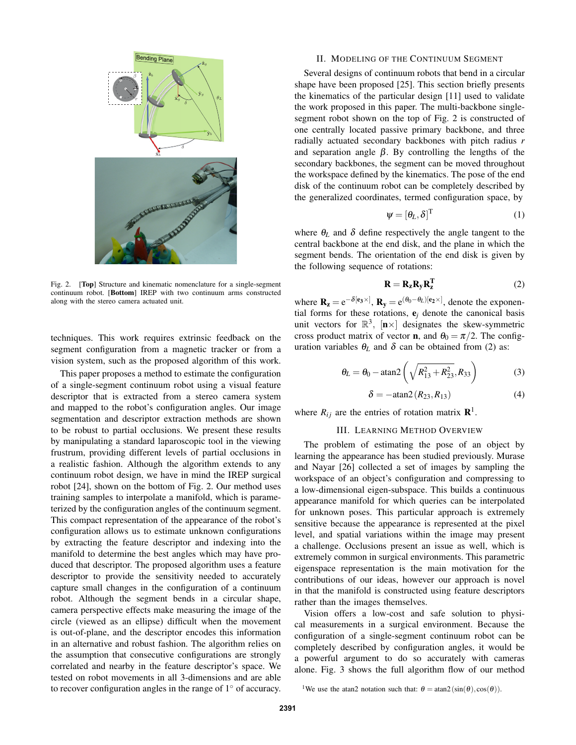Fig. 2. [**Top**] Structure and kinematic nomenclature for a single-segment continuum robot. [**Bottom**] IREP with two continuum arms constructed along with the stereo camera actuated unit.

techniques. This work requires extrinsic feedback on the segment configuration from a magnetic tracker or from a vision system, such as the proposed algorithm of this work.

This paper proposes a method to estimate the configuration of a single-segment continuum robot using a visual feature descriptor that is extracted from a stereo camera system and mapped to the robot's configuration angles. Our image segmentation and descriptor extraction methods are shown to be robust to partial occlusions. We present these results by manipulating a standard laparoscopic tool in the viewing frustrum, providing different levels of partial occlusions in a realistic fashion. Although the algorithm extends to any continuum robot design, we have in mind the IREP surgical robot [24], shown on the bottom of Fig. 2. Our method uses training samples to interpolate a manifold, which is parameterized by the configuration angles of the continuum segment. This compact representation of the appearance of the robot's configuration allows us to estimate unknown configurations by extracting the feature descriptor and indexing into the manifold to determine the best angles which may have produced that descriptor. The proposed algorithm uses a feature descriptor to provide the sensitivity needed to accurately capture small changes in the configuration of a continuum robot. Although the segment bends in a circular shape, camera perspective effects make measuring the image of the circle (viewed as an ellipse) difficult when the movement is out-of-plane, and the descriptor encodes this information in an alternative and robust fashion. The algorithm relies on the assumption that consecutive configurations are strongly correlated and nearby in the feature descriptor's space. We tested on robot movements in all 3-dimensions and are able to recover configuration angles in the range of 1° of accuracy.

## II. Modeling of the Continuum Segment

Several designs of continuum robots that bend in a circular shape have been proposed [25]. This section briefly presents the kinematics of the particular design [11] used to validate the work proposed in this paper. The multi-backbone single-segment robot shown on the top of Fig. 2 is constructed of one centrally located passive primary backbone, and three radially actuated secondary backbones with pitch radius $r$ and separation angle $\beta$. By controlling the lengths of the secondary backbones, the segment can be moved throughout the workspace defined by the kinematics. The pose of the end disk of the continuum robot can be completely described by the generalized coordinates, termed configuration space, by

$$\psi = [\theta_L, \delta]^{\mathrm{T}} \tag{1}$$

where $\theta_L$ and $\delta$ define respectively the angle tangent to the central backbone at the end disk, and the plane in which the segment bends. The orientation of the end disk is given by the following sequence of rotations:

$$\mathbf{R} = \mathbf{R_z}\mathbf{R_y}\mathbf{R_z^{\mathrm{T}}} \tag{2}$$

where $\mathbf{R_z} = \mathrm{e}^{-\delta[\mathbf{e_3}\times]}$, $\mathbf{R_y} = \mathrm{e}^{(\theta_0-\theta_L)[\mathbf{e_2}\times]}$, denote the exponential forms for these rotations, $\mathbf{e}_j$ denote the canonical basis unit vectors for $\mathbb{R}^3$, $[\mathbf{n}\times]$ designates the skew-symmetric cross product matrix of vector $\mathbf{n}$, and $\theta_0 = \pi/2$. The configuration variables $\theta_L$ and $\delta$ can be obtained from (2) as:

$$\theta_L = \theta_0 - \mathrm{atan2}\left(\sqrt{R_{13}^2 + R_{23}^2}, R_{33}\right) \tag{3}$$

$$\delta = -\mathrm{atan2}\left(R_{23}, R_{13}\right) \tag{4}$$

where $R_{ij}$ are the entries of rotation matrix $\mathbf{R}$[1].

## III. Learning Method Overview

The problem of estimating the pose of an object by learning the appearance has been studied previously. Murase and Nayar [26] collected a set of images by sampling the workspace of an object's configuration and compressing to a low-dimensional eigen-subspace. This builds a continuous appearance manifold for which queries can be interpolated for unknown poses. This particular approach is extremely sensitive because the appearance is represented at the pixel level, and spatial variations within the image may present a challenge. Occlusions present an issue as well, which is extremely common in surgical environments. This parametric eigenspace representation is the main motivation for the contributions of our ideas, however our approach is novel in that the manifold is constructed using feature descriptors rather than the images themselves.

Vision offers a low-cost and safe solution to physical measurements in a surgical environment. Because the configuration of a single-segment continuum robot can be completely described by configuration angles, it would be a powerful argument to do so accurately with cameras alone. Fig. 3 shows the full algorithm flow of our method

[1] We use the atan2 notation such that: $\theta = \mathrm{atan2}(\sin(\theta), \cos(\theta))$.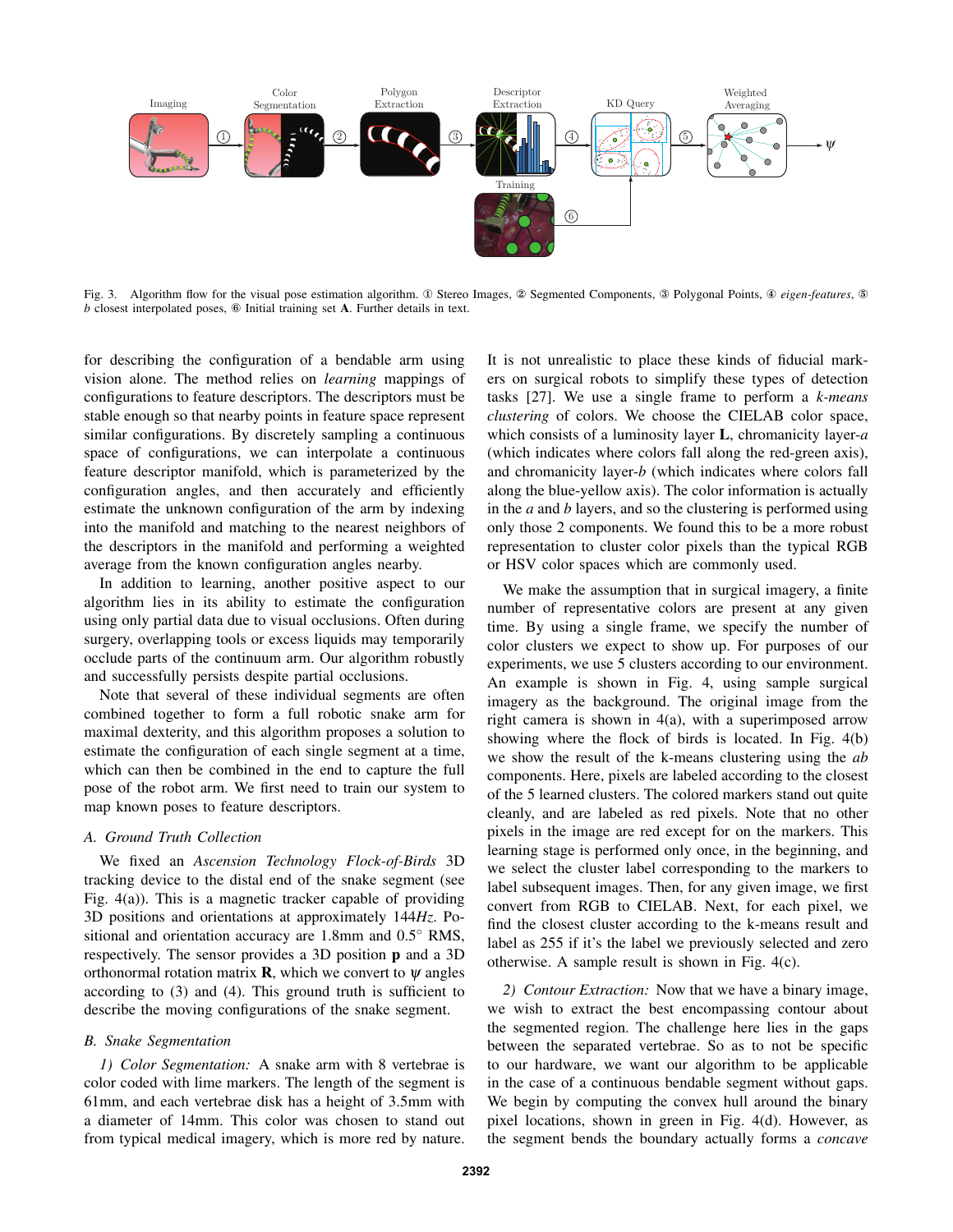Fig. 3. Algorithm flow for the visual pose estimation algorithm. ① Stereo Images, ② Segmented Components, ③ Polygonal Points, ④ *eigen-features*, ⑤ $b$ closest interpolated poses, ⑥ Initial training set $\mathbf{A}$. Further details in text.

for describing the configuration of a bendable arm using vision alone. The method relies on *learning* mappings of configurations to feature descriptors. The descriptors must be stable enough so that nearby points in feature space represent similar configurations. By discretely sampling a continuous space of configurations, we can interpolate a continuous feature descriptor manifold, which is parameterized by the configuration angles, and then accurately and efficiently estimate the unknown configuration of the arm by indexing into the manifold and matching to the nearest neighbors of the descriptors in the manifold and performing a weighted average from the known configuration angles nearby.

In addition to learning, another positive aspect to our algorithm lies in its ability to estimate the configuration using only partial data due to visual occlusions. Often during surgery, overlapping tools or excess liquids may temporarily occlude parts of the continuum arm. Our algorithm robustly and successfully persists despite partial occlusions.

Note that several of these individual segments are often combined together to form a full robotic snake arm for maximal dexterity, and this algorithm proposes a solution to estimate the configuration of each single segment at a time, which can then be combined in the end to capture the full pose of the robot arm. We first need to train our system to map known poses to feature descriptors.

### A. Ground Truth Collection

We fixed an *Ascension Technology Flock-of-Birds* 3D tracking device to the distal end of the snake segment (see Fig. 4(a)). This is a magnetic tracker capable of providing 3D positions and orientations at approximately 144*Hz*. Positional and orientation accuracy are 1.8mm and 0.5° RMS, respectively. The sensor provides a 3D position $\mathbf{p}$ and a 3D orthonormal rotation matrix $\mathbf{R}$, which we convert to $\psi$ angles according to (3) and (4). This ground truth is sufficient to describe the moving configurations of the snake segment.

### B. Snake Segmentation

*1) Color Segmentation:* A snake arm with 8 vertebrae is color coded with lime markers. The length of the segment is 61mm, and each vertebrae disk has a height of 3.5mm with a diameter of 14mm. This color was chosen to stand out from typical medical imagery, which is more red by nature. It is not unrealistic to place these kinds of fiducial markers on surgical robots to simplify these types of detection tasks [27]. We use a single frame to perform a *k-means clustering* of colors. We choose the CIELAB color space, which consists of a luminosity layer $\mathbf{L}$, chromanicity layer-$a$ (which indicates where colors fall along the red-green axis), and chromanicity layer-$b$ (which indicates where colors fall along the blue-yellow axis). The color information is actually in the $a$ and $b$ layers, and so the clustering is performed using only those 2 components. We found this to be a more robust representation to cluster color pixels than the typical RGB or HSV color spaces which are commonly used.

We make the assumption that in surgical imagery, a finite number of representative colors are present at any given time. By using a single frame, we specify the number of color clusters we expect to show up. For purposes of our experiments, we use 5 clusters according to our environment. An example is shown in Fig. 4, using sample surgical imagery as the background. The original image from the right camera is shown in 4(a), with a superimposed arrow showing where the flock of birds is located. In Fig. 4(b) we show the result of the k-means clustering using the *ab* components. Here, pixels are labeled according to the closest of the 5 learned clusters. The colored markers stand out quite cleanly, and are labeled as red pixels. Note that no other pixels in the image are red except for on the markers. This learning stage is performed only once, in the beginning, and we select the cluster label corresponding to the markers to label subsequent images. Then, for any given image, we first convert from RGB to CIELAB. Next, for each pixel, we find the closest cluster according to the k-means result and label as 255 if it's the label we previously selected and zero otherwise. A sample result is shown in Fig. 4(c).

*2) Contour Extraction:* Now that we have a binary image, we wish to extract the best encompassing contour about the segmented region. The challenge here lies in the gaps between the separated vertebrae. So as to not be specific to our hardware, we want our algorithm to be applicable in the case of a continuous bendable segment without gaps. We begin by computing the convex hull around the binary pixel locations, shown in green in Fig. 4(d). However, as the segment bends the boundary actually forms a *concave*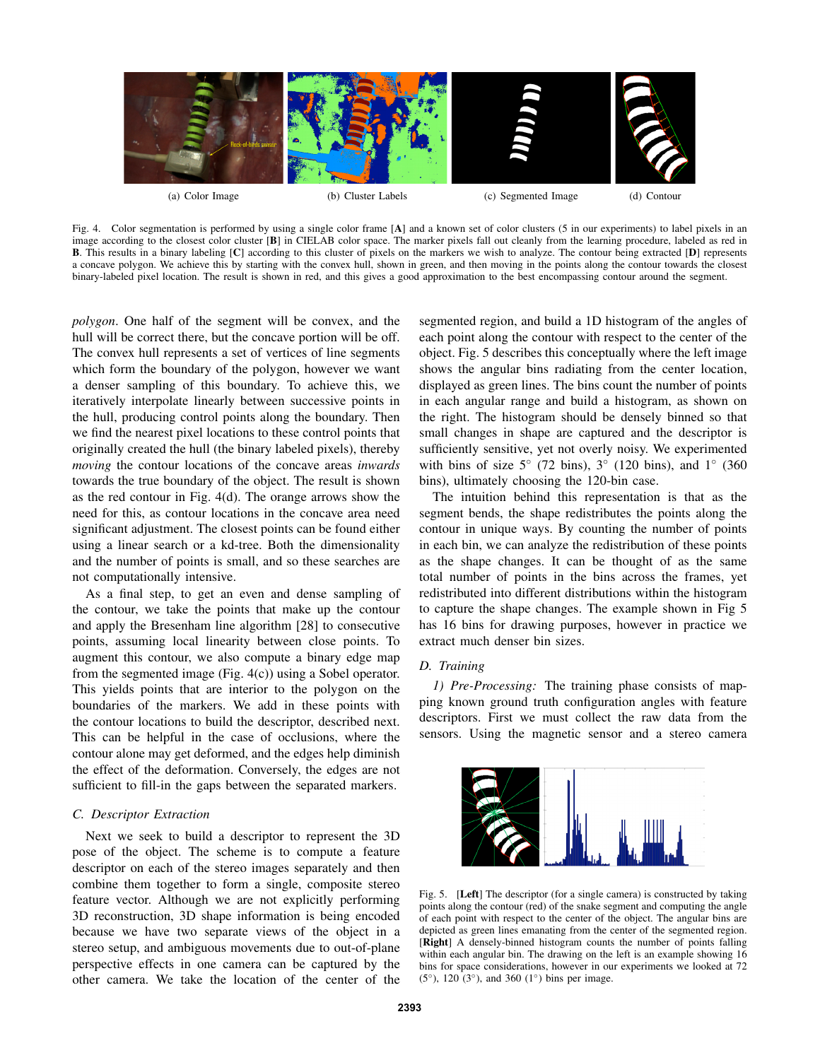(a) Color Image

(b) Cluster Labels

(c) Segmented Image

(d) Contour

Flock-of-birds sensor

Fig. 4. Color segmentation is performed by using a single color frame [**A**] and a known set of color clusters (5 in our experiments) to label pixels in an image according to the closest color cluster [**B**] in CIELAB color space. The marker pixels fall out cleanly from the learning procedure, labeled as red in **B**. This results in a binary labeling [**C**] according to this cluster of pixels on the markers we wish to analyze. The contour being extracted [**D**] represents a concave polygon. We achieve this by starting with the convex hull, shown in green, and then moving in the points along the contour towards the closest binary-labeled pixel location. The result is shown in red, and this gives a good approximation to the best encompassing contour around the segment.

*polygon*. One half of the segment will be convex, and the hull will be correct there, but the concave portion will be off. The convex hull represents a set of vertices of line segments which form the boundary of the polygon, however we want a denser sampling of this boundary. To achieve this, we iteratively interpolate linearly between successive points in the hull, producing control points along the boundary. Then we find the nearest pixel locations to these control points that originally created the hull (the binary labeled pixels), thereby *moving* the contour locations of the concave areas *inwards* towards the true boundary of the object. The result is shown as the red contour in Fig. 4(d). The orange arrows show the need for this, as contour locations in the concave area need significant adjustment. The closest points can be found either using a linear search or a kd-tree. Both the dimensionality and the number of points is small, and so these searches are not computationally intensive.

As a final step, to get an even and dense sampling of the contour, we take the points that make up the contour and apply the Bresenham line algorithm [28] to consecutive points, assuming local linearity between close points. To augment this contour, we also compute a binary edge map from the segmented image (Fig. 4(c)) using a Sobel operator. This yields points that are interior to the polygon on the boundaries of the markers. We add in these points with the contour locations to build the descriptor, described next. This can be helpful in the case of occlusions, where the contour alone may get deformed, and the edges help diminish the effect of the deformation. Conversely, the edges are not sufficient to fill-in the gaps between the separated markers.

### C. Descriptor Extraction

Next we seek to build a descriptor to represent the 3D pose of the object. The scheme is to compute a feature descriptor on each of the stereo images separately and then combine them together to form a single, composite stereo feature vector. Although we are not explicitly performing 3D reconstruction, 3D shape information is being encoded because we have two separate views of the object in a stereo setup, and ambiguous movements due to out-of-plane perspective effects in one camera can be captured by the other camera. We take the location of the center of the segmented region, and build a 1D histogram of the angles of each point along the contour with respect to the center of the object. Fig. 5 describes this conceptually where the left image shows the angular bins radiating from the center location, displayed as green lines. The bins count the number of points in each angular range and build a histogram, as shown on the right. The histogram should be densely binned so that small changes in shape are captured and the descriptor is sufficiently sensitive, yet not overly noisy. We experimented with bins of size 5° (72 bins), 3° (120 bins), and 1° (360 bins), ultimately choosing the 120-bin case.

The intuition behind this representation is that as the segment bends, the shape redistributes the points along the contour in unique ways. By counting the number of points in each bin, we can analyze the redistribution of these points as the shape changes. It can be thought of as the same total number of points in the bins across the frames, yet redistributed into different distributions within the histogram to capture the shape changes. The example shown in Fig 5 has 16 bins for drawing purposes, however in practice we extract much denser bin sizes.

### D. Training

*1) Pre-Processing:* The training phase consists of mapping known ground truth configuration angles with feature descriptors. First we must collect the raw data from the sensors. Using the magnetic sensor and a stereo camera

Fig. 5. [**Left**] The descriptor (for a single camera) is constructed by taking points along the contour (red) of the snake segment and computing the angle of each point with respect to the center of the object. The angular bins are depicted as green lines emanating from the center of the segmented region. [**Right**] A densely-binned histogram counts the number of points falling within each angular bin. The drawing on the left is an example showing 16 bins for space considerations, however in our experiments we looked at 72 (5°), 120 (3°), and 360 (1°) bins per image.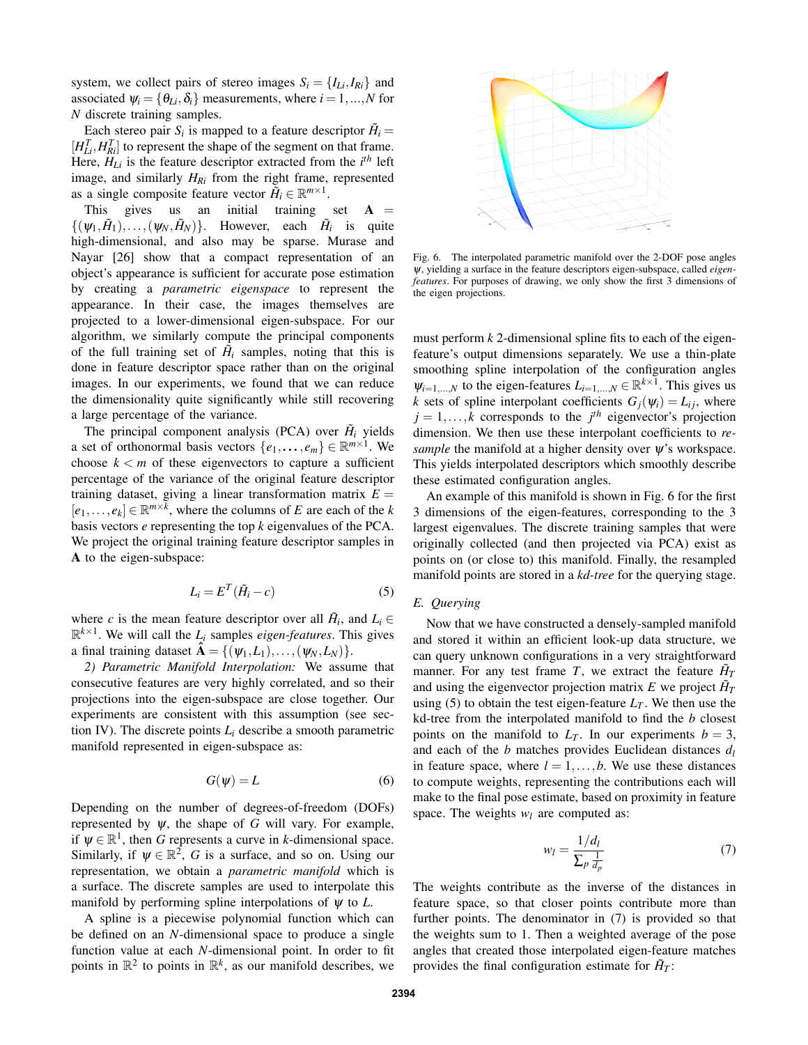system, we collect pairs of stereo images $S_i = \{I_{Li}, I_{Ri}\}$ and associated $\psi_i = \{\theta_{Li}, \delta_i\}$ measurements, where $i = 1, ..., N$ for $N$ discrete training samples.

Each stereo pair $S_i$ is mapped to a feature descriptor $\tilde{H}_i = [H_{Li}^T, H_{Ri}^T]$ to represent the shape of the segment on that frame. Here, $H_{Li}$ is the feature descriptor extracted from the $i^{th}$ left image, and similarly $H_{Ri}$ from the right frame, represented as a single composite feature vector $\tilde{H}_i \in \mathbb{R}^{m \times 1}$.

This gives us an initial training set $\mathbf{A} = \{(\psi_1, \tilde{H}_1), \ldots, (\psi_N, \tilde{H}_N)\}$. However, each $\tilde{H}_i$ is quite high-dimensional, and also may be sparse. Murase and Nayar [26] show that a compact representation of an object's appearance is sufficient for accurate pose estimation by creating a *parametric eigenspace* to represent the appearance. In their case, the images themselves are projected to a lower-dimensional eigen-subspace. For our algorithm, we similarly compute the principal components of the full training set of $\tilde{H}_i$ samples, noting that this is done in feature descriptor space rather than on the original images. In our experiments, we found that we can reduce the dimensionality quite significantly while still recovering a large percentage of the variance.

The principal component analysis (PCA) over $\tilde{H}_i$ yields a set of orthonormal basis vectors $\{e_1, \ldots, e_m\} \in \mathbb{R}^{m \times 1}$. We choose $k < m$ of these eigenvectors to capture a sufficient percentage of the variance of the original feature descriptor training dataset, giving a linear transformation matrix $E = [e_1, \ldots, e_k] \in \mathbb{R}^{m \times k}$, where the columns of $E$ are each of the $k$ basis vectors $e$ representing the top $k$ eigenvalues of the PCA. We project the original training feature descriptor samples in $\mathbf{A}$ to the eigen-subspace:

$$L_i = E^T(\tilde{H}_i - c) \tag{5}$$

where $c$ is the mean feature descriptor over all $\tilde{H}_i$, and $L_i \in \mathbb{R}^{k \times 1}$. We will call the $L_i$ samples *eigen-features*. This gives a final training dataset $\hat{\mathbf{A}} = \{(\psi_1, L_1), \ldots, (\psi_N, L_N)\}$.

*2) Parametric Manifold Interpolation:* We assume that consecutive features are very highly correlated, and so their projections into the eigen-subspace are close together. Our experiments are consistent with this assumption (see section IV). The discrete points $L_i$ describe a smooth parametric manifold represented in eigen-subspace as:

$$G(\psi) = L \tag{6}$$

Depending on the number of degrees-of-freedom (DOFs) represented by $\psi$, the shape of $G$ will vary. For example, if $\psi \in \mathbb{R}^1$, then $G$ represents a curve in $k$-dimensional space. Similarly, if $\psi \in \mathbb{R}^2$, $G$ is a surface, and so on. Using our representation, we obtain a *parametric manifold* which is a surface. The discrete samples are used to interpolate this manifold by performing spline interpolations of $\psi$ to $L$.

A spline is a piecewise polynomial function which can be defined on an $N$-dimensional space to produce a single function value at each $N$-dimensional point. In order to fit points in $\mathbb{R}^2$ to points in $\mathbb{R}^k$, as our manifold describes, we must perform $k$ 2-dimensional spline fits to each of the eigen-feature's output dimensions separately. We use a thin-plate smoothing spline interpolation of the configuration angles $\psi_{i=1,\ldots,N}$ to the eigen-features $L_{i=1,\ldots,N} \in \mathbb{R}^{k \times 1}$. This gives us $k$ sets of spline interpolant coefficients $G_j(\psi_i) = L_{ij}$, where $j = 1, \ldots, k$ corresponds to the $j^{th}$ eigenvector's projection dimension. We then use these interpolant coefficients to *re-sample* the manifold at a higher density over $\psi$'s workspace. This yields interpolated descriptors which smoothly describe these estimated configuration angles.

Fig. 6. The interpolated parametric manifold over the 2-DOF pose angles $\psi$, yielding a surface in the feature descriptors eigen-subspace, called *eigen-features*. For purposes of drawing, we only show the first 3 dimensions of the eigen projections.

An example of this manifold is shown in Fig. 6 for the first 3 dimensions of the eigen-features, corresponding to the 3 largest eigenvalues. The discrete training samples that were originally collected (and then projected via PCA) exist as points on (or close to) this manifold. Finally, the resampled manifold points are stored in a *kd-tree* for the querying stage.

### E. Querying

Now that we have constructed a densely-sampled manifold and stored it within an efficient look-up data structure, we can query unknown configurations in a very straightforward manner. For any test frame $T$, we extract the feature $\tilde{H}_T$ and using the eigenvector projection matrix $E$ we project $\tilde{H}_T$ using (5) to obtain the test eigen-feature $L_T$. We then use the kd-tree from the interpolated manifold to find the $b$ closest points on the manifold to $L_T$. In our experiments $b = 3$, and each of the $b$ matches provides Euclidean distances $d_l$ in feature space, where $l = 1, \ldots, b$. We use these distances to compute weights, representing the contributions each will make to the final pose estimate, based on proximity in feature space. The weights $w_l$ are computed as:

$$w_l = \frac{1/d_l}{\sum_p \frac{1}{d_p}} \tag{7}$$

The weights contribute as the inverse of the distances in feature space, so that closer points contribute more than further points. The denominator in (7) is provided so that the weights sum to 1. Then a weighted average of the pose angles that created those interpolated eigen-feature matches provides the final configuration estimate for $\tilde{H}_T$: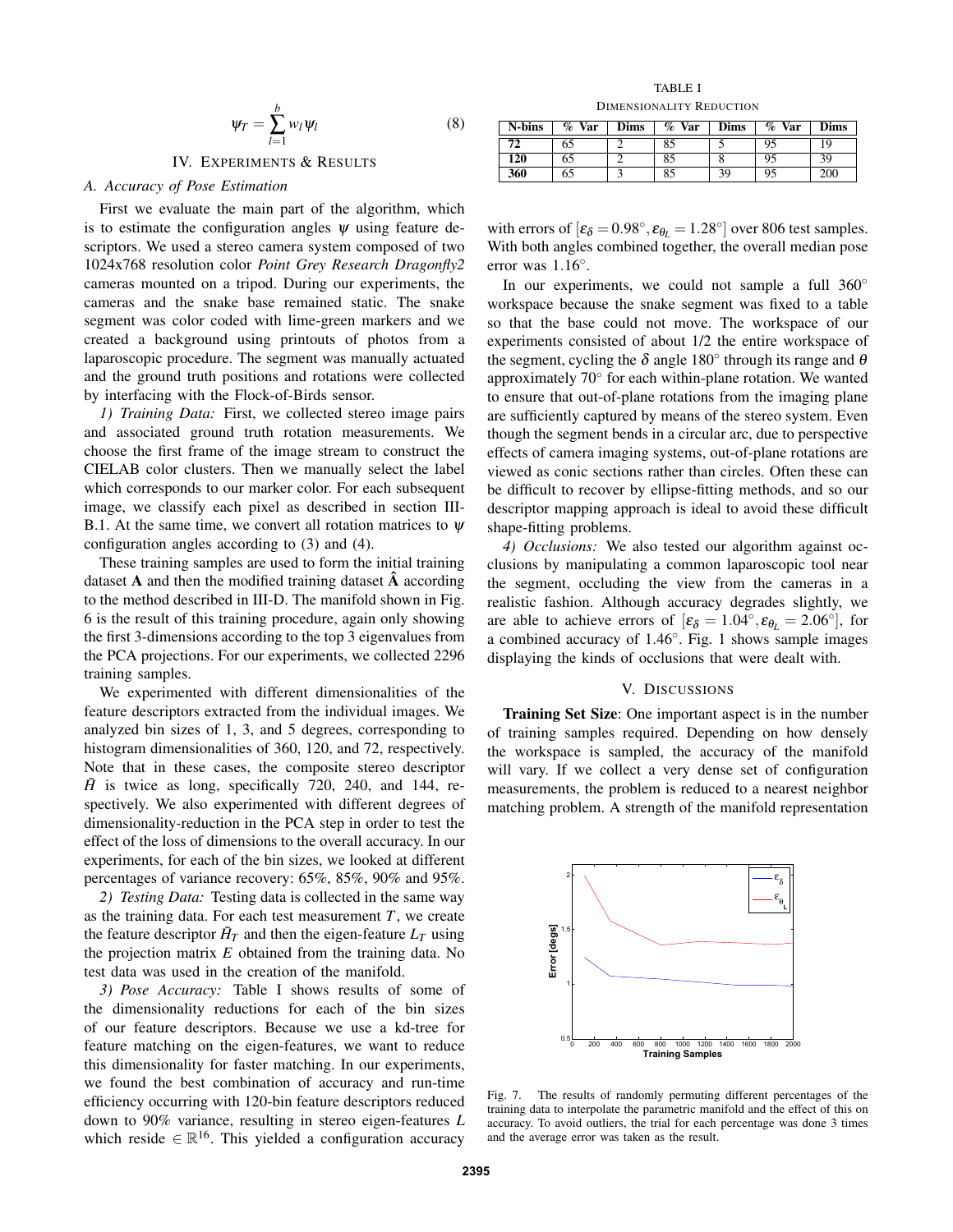$$\psi_T = \sum_{l=1}^{b} w_l \psi_l \tag{8}$$

## IV. Experiments & Results

### A. Accuracy of Pose Estimation

First we evaluate the main part of the algorithm, which is to estimate the configuration angles $\psi$ using feature descriptors. We used a stereo camera system composed of two 1024x768 resolution color *Point Grey Research Dragonfly2* cameras mounted on a tripod. During our experiments, the cameras and the snake base remained static. The snake segment was color coded with lime-green markers and we created a background using printouts of photos from a laparoscopic procedure. The segment was manually actuated and the ground truth positions and rotations were collected by interfacing with the Flock-of-Birds sensor.

*1) Training Data:* First, we collected stereo image pairs and associated ground truth rotation measurements. We choose the first frame of the image stream to construct the CIELAB color clusters. Then we manually select the label which corresponds to our marker color. For each subsequent image, we classify each pixel as described in section III-B.1. At the same time, we convert all rotation matrices to $\psi$ configuration angles according to (3) and (4).

These training samples are used to form the initial training dataset $\mathbf{A}$ and then the modified training dataset $\hat{\mathbf{A}}$ according to the method described in III-D. The manifold shown in Fig. 6 is the result of this training procedure, again only showing the first 3-dimensions according to the top 3 eigenvalues from the PCA projections. For our experiments, we collected 2296 training samples.

We experimented with different dimensionalities of the feature descriptors extracted from the individual images. We analyzed bin sizes of 1, 3, and 5 degrees, corresponding to histogram dimensionalities of 360, 120, and 72, respectively. Note that in these cases, the composite stereo descriptor $\tilde{H}$ is twice as long, specifically 720, 240, and 144, respectively. We also experimented with different degrees of dimensionality-reduction in the PCA step in order to test the effect of the loss of dimensions to the overall accuracy. In our experiments, for each of the bin sizes, we looked at different percentages of variance recovery: 65%, 85%, 90% and 95%.

*2) Testing Data:* Testing data is collected in the same way as the training data. For each test measurement $T$, we create the feature descriptor $\tilde{H}_T$ and then the eigen-feature $L_T$ using the projection matrix $E$ obtained from the training data. No test data was used in the creation of the manifold.

*3) Pose Accuracy:* Table I shows results of some of the dimensionality reductions for each of the bin sizes of our feature descriptors. Because we use a kd-tree for feature matching on the eigen-features, we want to reduce this dimensionality for faster matching. In our experiments, we found the best combination of accuracy and run-time efficiency occurring with 120-bin feature descriptors reduced down to 90% variance, resulting in stereo eigen-features $L$ which reside $\in \mathbb{R}^{16}$. This yielded a configuration accuracy with errors of $[\varepsilon_\delta = 0.98^\circ, \varepsilon_{\theta_L} = 1.28^\circ]$ over 806 test samples. With both angles combined together, the overall median pose error was $1.16^\circ$.

TABLE I
Dimensionality Reduction

| N-bins | % Var | Dims | % Var | Dims | % Var | Dims |
|---|---|---|---|---|---|---|
| **72** | 65 | 2 | 85 | 5 | 95 | 19 |
| **120** | 65 | 2 | 85 | 8 | 95 | 39 |
| **360** | 65 | 3 | 85 | 39 | 95 | 200 |

In our experiments, we could not sample a full $360^\circ$ workspace because the snake segment was fixed to a table so that the base could not move. The workspace of our experiments consisted of about 1/2 the entire workspace of the segment, cycling the $\delta$ angle $180^\circ$ through its range and $\theta$ approximately $70^\circ$ for each within-plane rotation. We wanted to ensure that out-of-plane rotations from the imaging plane are sufficiently captured by means of the stereo system. Even though the segment bends in a circular arc, due to perspective effects of camera imaging systems, out-of-plane rotations are viewed as conic sections rather than circles. Often these can be difficult to recover by ellipse-fitting methods, and so our descriptor mapping approach is ideal to avoid these difficult shape-fitting problems.

*4) Occlusions:* We also tested our algorithm against occlusions by manipulating a common laparoscopic tool near the segment, occluding the view from the cameras in a realistic fashion. Although accuracy degrades slightly, we are able to achieve errors of $[\varepsilon_\delta = 1.04^\circ, \varepsilon_{\theta_L} = 2.06^\circ]$, for a combined accuracy of $1.46^\circ$. Fig. 1 shows sample images displaying the kinds of occlusions that were dealt with.

## V. Discussions

**Training Set Size**: One important aspect is in the number of training samples required. Depending on how densely the workspace is sampled, the accuracy of the manifold will vary. If we collect a very dense set of configuration measurements, the problem is reduced to a nearest neighbor matching problem. A strength of the manifold representation

Fig. 7. The results of randomly permuting different percentages of the training data to interpolate the parametric manifold and the effect of this on accuracy. To avoid outliers, the trial for each percentage was done 3 times and the average error was taken as the result.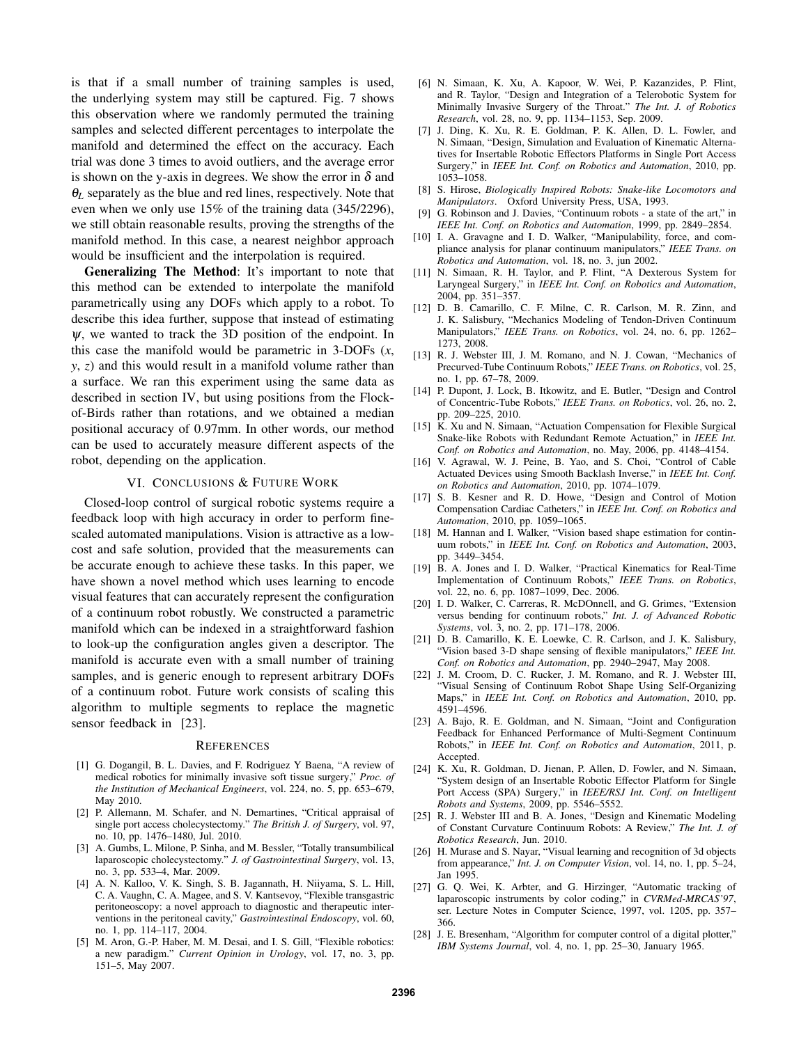is that if a small number of training samples is used, the underlying system may still be captured. Fig. 7 shows this observation where we randomly permuted the training samples and selected different percentages to interpolate the manifold and determined the effect on the accuracy. Each trial was done 3 times to avoid outliers, and the average error is shown on the y-axis in degrees. We show the error in $\delta$ and $\theta_L$ separately as the blue and red lines, respectively. Note that even when we only use 15% of the training data (345/2296), we still obtain reasonable results, proving the strengths of the manifold method. In this case, a nearest neighbor approach would be insufficient and the interpolation is required.

**Generalizing The Method**: It's important to note that this method can be extended to interpolate the manifold parametrically using any DOFs which apply to a robot. To describe this idea further, suppose that instead of estimating $\psi$, we wanted to track the 3D position of the endpoint. In this case the manifold would be parametric in 3-DOFs ($x$, $y$, $z$) and this would result in a manifold volume rather than a surface. We ran this experiment using the same data as described in section IV, but using positions from the Flock-of-Birds rather than rotations, and we obtained a median positional accuracy of 0.97mm. In other words, our method can be used to accurately measure different aspects of the robot, depending on the application.

## VI. Conclusions & Future Work

Closed-loop control of surgical robotic systems require a feedback loop with high accuracy in order to perform fine-scaled automated manipulations. Vision is attractive as a low-cost and safe solution, provided that the measurements can be accurate enough to achieve these tasks. In this paper, we have shown a novel method which uses learning to encode visual features that can accurately represent the configuration of a continuum robot robustly. We constructed a parametric manifold which can be indexed in a straightforward fashion to look-up the configuration angles given a descriptor. The manifold is accurate even with a small number of training samples, and is generic enough to represent arbitrary DOFs of a continuum robot. Future work consists of scaling this algorithm to multiple segments to replace the magnetic sensor feedback in [23].

## References

[1] G. Dogangil, B. L. Davies, and F. Rodriguez Y Baena, "A review of medical robotics for minimally invasive soft tissue surgery," *Proc. of the Institution of Mechanical Engineers*, vol. 224, no. 5, pp. 653–679, May 2010.

[2] P. Allemann, M. Schafer, and N. Demartines, "Critical appraisal of single port access cholecystectomy." *The British J. of Surgery*, vol. 97, no. 10, pp. 1476–1480, Jul. 2010.

[3] A. Gumbs, L. Milone, P. Sinha, and M. Bessler, "Totally transumbilical laparoscopic cholecystectomy." *J. of Gastrointestinal Surgery*, vol. 13, no. 3, pp. 533–4, Mar. 2009.

[4] A. N. Kalloo, V. K. Singh, S. B. Jagannath, H. Niiyama, S. L. Hill, C. A. Vaughn, C. A. Magee, and S. V. Kantsevoy, "Flexible transgastric peritoneoscopy: a novel approach to diagnostic and therapeutic interventions in the peritoneal cavity," *Gastrointestinal Endoscopy*, vol. 60, no. 1, pp. 114–117, 2004.

[5] M. Aron, G.-P. Haber, M. M. Desai, and I. S. Gill, "Flexible robotics: a new paradigm." *Current Opinion in Urology*, vol. 17, no. 3, pp. 151–5, May 2007.

[6] N. Simaan, K. Xu, A. Kapoor, W. Wei, P. Kazanzides, P. Flint, and R. Taylor, "Design and Integration of a Telerobotic System for Minimally Invasive Surgery of the Throat." *The Int. J. of Robotics Research*, vol. 28, no. 9, pp. 1134–1153, Sep. 2009.

[7] J. Ding, K. Xu, R. E. Goldman, P. K. Allen, D. L. Fowler, and N. Simaan, "Design, Simulation and Evaluation of Kinematic Alternatives for Insertable Robotic Effectors Platforms in Single Port Access Surgery," in *IEEE Int. Conf. on Robotics and Automation*, 2010, pp. 1053–1058.

[8] S. Hirose, *Biologically Inspired Robots: Snake-like Locomotors and Manipulators*. Oxford University Press, USA, 1993.

[9] G. Robinson and J. Davies, "Continuum robots - a state of the art," in *IEEE Int. Conf. on Robotics and Automation*, 1999, pp. 2849–2854.

[10] I. A. Gravagne and I. D. Walker, "Manipulability, force, and compliance analysis for planar continuum manipulators," *IEEE Trans. on Robotics and Automation*, vol. 18, no. 3, jun 2002.

[11] N. Simaan, R. H. Taylor, and P. Flint, "A Dexterous System for Laryngeal Surgery," in *IEEE Int. Conf. on Robotics and Automation*, 2004, pp. 351–357.

[12] D. B. Camarillo, C. F. Milne, C. R. Carlson, M. R. Zinn, and J. K. Salisbury, "Mechanics Modeling of Tendon-Driven Continuum Manipulators," *IEEE Trans. on Robotics*, vol. 24, no. 6, pp. 1262–1273, 2008.

[13] R. J. Webster III, J. M. Romano, and N. J. Cowan, "Mechanics of Precurved-Tube Continuum Robots," *IEEE Trans. on Robotics*, vol. 25, no. 1, pp. 67–78, 2009.

[14] P. Dupont, J. Lock, B. Itkowitz, and E. Butler, "Design and Control of Concentric-Tube Robots," *IEEE Trans. on Robotics*, vol. 26, no. 2, pp. 209–225, 2010.

[15] K. Xu and N. Simaan, "Actuation Compensation for Flexible Surgical Snake-like Robots with Redundant Remote Actuation," in *IEEE Int. Conf. on Robotics and Automation*, no. May, 2006, pp. 4148–4154.

[16] V. Agrawal, W. J. Peine, B. Yao, and S. Choi, "Control of Cable Actuated Devices using Smooth Backlash Inverse," in *IEEE Int. Conf. on Robotics and Automation*, 2010, pp. 1074–1079.

[17] S. B. Kesner and R. D. Howe, "Design and Control of Motion Compensation Cardiac Catheters," in *IEEE Int. Conf. on Robotics and Automation*, 2010, pp. 1059–1065.

[18] M. Hannan and I. Walker, "Vision based shape estimation for continuum robots," in *IEEE Int. Conf. on Robotics and Automation*, 2003, pp. 3449–3454.

[19] B. A. Jones and I. D. Walker, "Practical Kinematics for Real-Time Implementation of Continuum Robots," *IEEE Trans. on Robotics*, vol. 22, no. 6, pp. 1087–1099, Dec. 2006.

[20] I. D. Walker, C. Carreras, R. McDOnnell, and G. Grimes, "Extension versus bending for continuum robots," *Int. J. of Advanced Robotic Systems*, vol. 3, no. 2, pp. 171–178, 2006.

[21] D. B. Camarillo, K. E. Loewke, C. R. Carlson, and J. K. Salisbury, "Vision based 3-D shape sensing of flexible manipulators," *IEEE Int. Conf. on Robotics and Automation*, pp. 2940–2947, May 2008.

[22] J. M. Croom, D. C. Rucker, J. M. Romano, and R. J. Webster III, "Visual Sensing of Continuum Robot Shape Using Self-Organizing Maps," in *IEEE Int. Conf. on Robotics and Automation*, 2010, pp. 4591–4596.

[23] A. Bajo, R. E. Goldman, and N. Simaan, "Joint and Configuration Feedback for Enhanced Performance of Multi-Segment Continuum Robots," in *IEEE Int. Conf. on Robotics and Automation*, 2011, p. Accepted.

[24] K. Xu, R. Goldman, D. Jienan, P. Allen, D. Fowler, and N. Simaan, "System design of an Insertable Robotic Effector Platform for Single Port Access (SPA) Surgery," in *IEEE/RSJ Int. Conf. on Intelligent Robots and Systems*, 2009, pp. 5546–5552.

[25] R. J. Webster III and B. A. Jones, "Design and Kinematic Modeling of Constant Curvature Continuum Robots: A Review," *The Int. J. of Robotics Research*, Jun. 2010.

[26] H. Murase and S. Nayar, "Visual learning and recognition of 3d objects from appearance," *Int. J. on Computer Vision*, vol. 14, no. 1, pp. 5–24, Jan 1995.

[27] G. Q. Wei, K. Arbter, and G. Hirzinger, "Automatic tracking of laparoscopic instruments by color coding," in *CVRMed-MRCAS'97*, ser. Lecture Notes in Computer Science, 1997, vol. 1205, pp. 357–366.

[28] J. E. Bresenham, "Algorithm for computer control of a digital plotter," *IBM Systems Journal*, vol. 4, no. 1, pp. 25–30, January 1965.